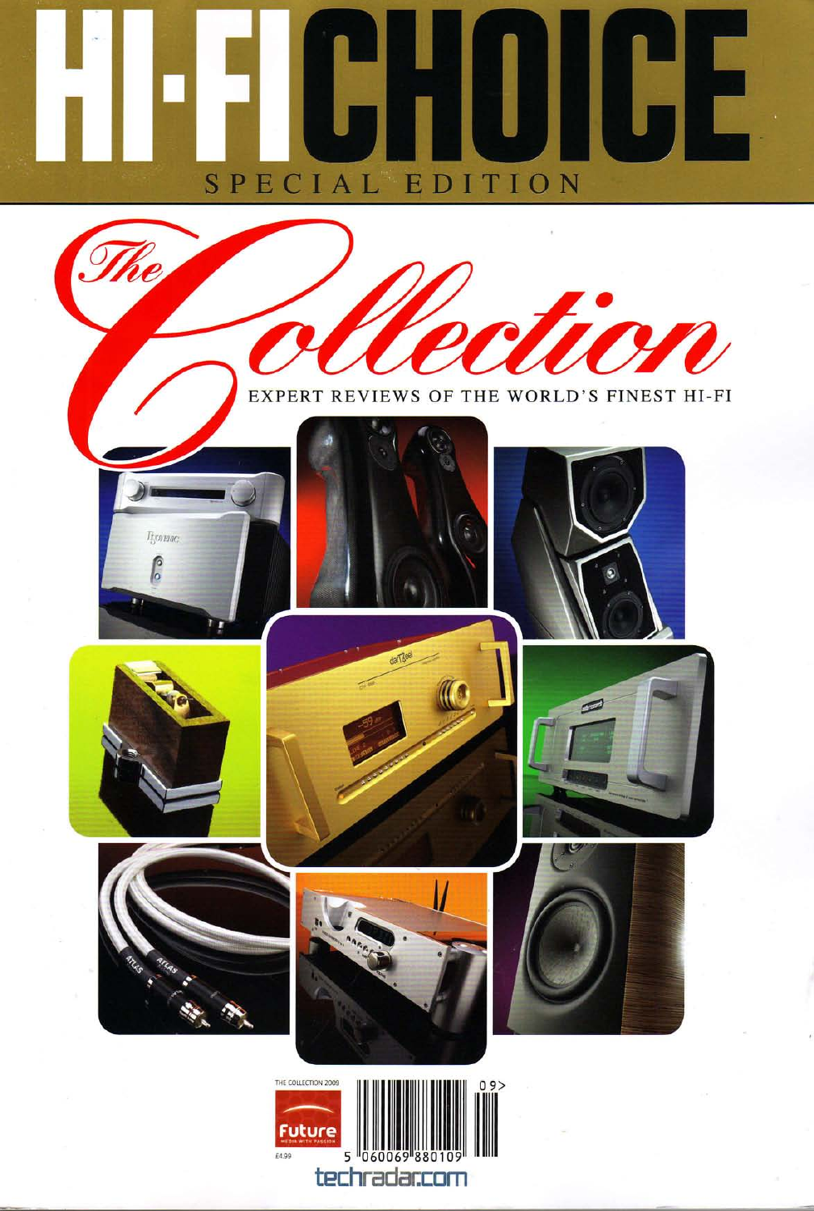# HI-FI CHOICE

SPECIAL EDITION

## The Collection

EXPERT REVIEWS OF THE WORLD'S FINEST HI-FI

THE COLLECTION 2009

Future

£4.99

techradar.com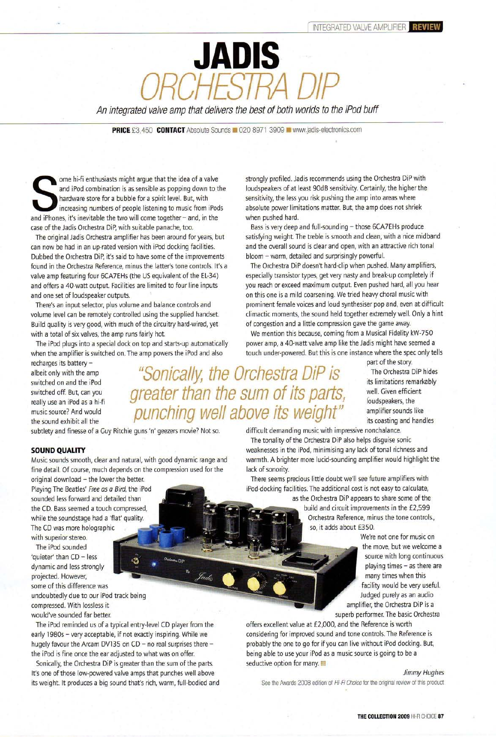# JADIS ORCHESTRA DIP

*An integrated valve amp that delivers the best of both worlds to the iPod buff*

**PRICE** £3,450 **CONTACT** Absolute Sounds ■ 020 8971 3909 ■ www.jadis-electronics.com

Some hi-fi enthusiasts might argue that the idea of a valve and iPod combination is as sensible as popping down to the hardware store for a bubble for a spirit level. But, with increasing numbers of people listening to music from iPods and iPhones, it's inevitable the two will come together – and, in the case of the Jadis Orchestra DiP, with suitable panache, too.

The original Jadis Orchestra amplifier has been around for years, but can now be had in an up-rated version with iPod docking facilities. Dubbed the Orchestra DiP, it's said to have some of the improvements found in the Orchestra Reference, minus the latter's tone controls. It's a valve amp featuring four 6CA7EHs (the US equivalent of the EL-34) and offers a 40-watt output. Facilities are limited to four line inputs and one set of loudspeaker outputs.

There's an input selector, plus volume and balance controls and volume level can be remotely controlled using the supplied handset. Build quality is very good, with much of the circuitry hard-wired, yet with a total of six valves, the amp runs fairly hot.

The iPod plugs into a special dock on top and starts-up automatically when the amplifier is switched on. The amp powers the iPod and also recharges its battery – albeit only with the amp switched on and the iPod switched off. But, can you really use an iPod as a hi-fi music source? And would the sound exhibit all the subtlety and finesse of a Guy Ritchie guns 'n' geezers movie? Not so.

## SOUND QUALITY

Music sounds smooth, clear and natural, with good dynamic range and fine detail. Of course, much depends on the compression used for the original download – the lower the better.

Playing The Beatles' *Free as a Bird*, the iPod sounded less forward and detailed than the CD. Bass seemed a touch compressed, while the soundstage had a 'flat' quality. The CD was more holographic with superior stereo.

The iPod sounded 'quieter' than CD – less dynamic and less strongly projected. However, some of this difference was undoubtedly due to our iPod track being compressed. With lossless it would've sounded far better.

The iPod reminded us of a typical entry-level CD player from the early 1980s – very acceptable, if not exactly inspiring. While we hugely favour the Arcam DV135 on CD – no real surprises there – the iPod is fine once the ear adjusted to what was on offer.

Sonically, the Orchestra DiP is greater than the sum of the parts. It's one of those low-powered valve amps that punches well above its weight. It produces a big sound that's rich, warm, full-bodied and strongly profiled. Jadis recommends using the Orchestra DiP with loudspeakers of at least 90dB sensitivity. Certainly, the higher the sensitivity, the less you risk pushing the amp into areas where absolute power limitations matter. But, the amp does not shriek when pushed hard.

Bass is very deep and full-sounding – those 6CA7EHs produce satisfying weight. The treble is smooth and clean, with a nice midband and the overall sound is clear and open, with an attractive rich tonal bloom – warm, detailed and surprisingly powerful.

The Orchestra DiP doesn't hard-clip when pushed. Many amplifiers, especially transistor types, get very nasty and break-up completely if you reach or exceed maximum output. Even pushed hard, all you hear on this one is a mild coarsening. We tried heavy choral music with prominent female voices and loud synthesiser pop and, even at difficult climactic moments, the sound held together extremely well. Only a hint of congestion and a little compression gave the game away.

We mention this because, coming from a Musical Fidelity kW-750 power amp, a 40-watt valve amp like the Jadis might have seemed a touch under-powered. But this is one instance where the spec only tells part of the story.

> "Sonically, the Orchestra DiP is greater than the sum of its parts, punching well above its weight"

The Orchestra DiP hides its limitations remarkably well. Given efficient loudspeakers, the amplifier sounds like its coasting and handles difficult demanding music with impressive nonchalance.

The tonality of the Orchestra DiP also helps disguise sonic weaknesses in the iPod, minimising any lack of tonal richness and warmth. A brighter more lucid-sounding amplifier would highlight the lack of sonority.

There seems precious little doubt we'll see future amplifiers with iPod-docking facilities. The additional cost is not easy to calculate, as the Orchestra DiP appears to share some of the build and circuit improvements in the £2,599 Orchestra Reference, minus the tone controls, so, it adds about £350.

We're not one for music on the move, but we welcome a source with long continuous playing times – as there are many times when this facility would be very useful. Judged purely as an audio amplifier, the Orchestra DiP is a superb performer. The basic Orchestra offers excellent value at £2,000, and the Reference is worth considering for improved sound and tone controls. The Reference is probably the one to go for if you can live without iPod docking. But, being able to use your iPod as a music source is going to be a seductive option for many.

*Jimmy Hughes*

See the Awards 2008 edition of *Hi-Fi Choice* for the original review of this product